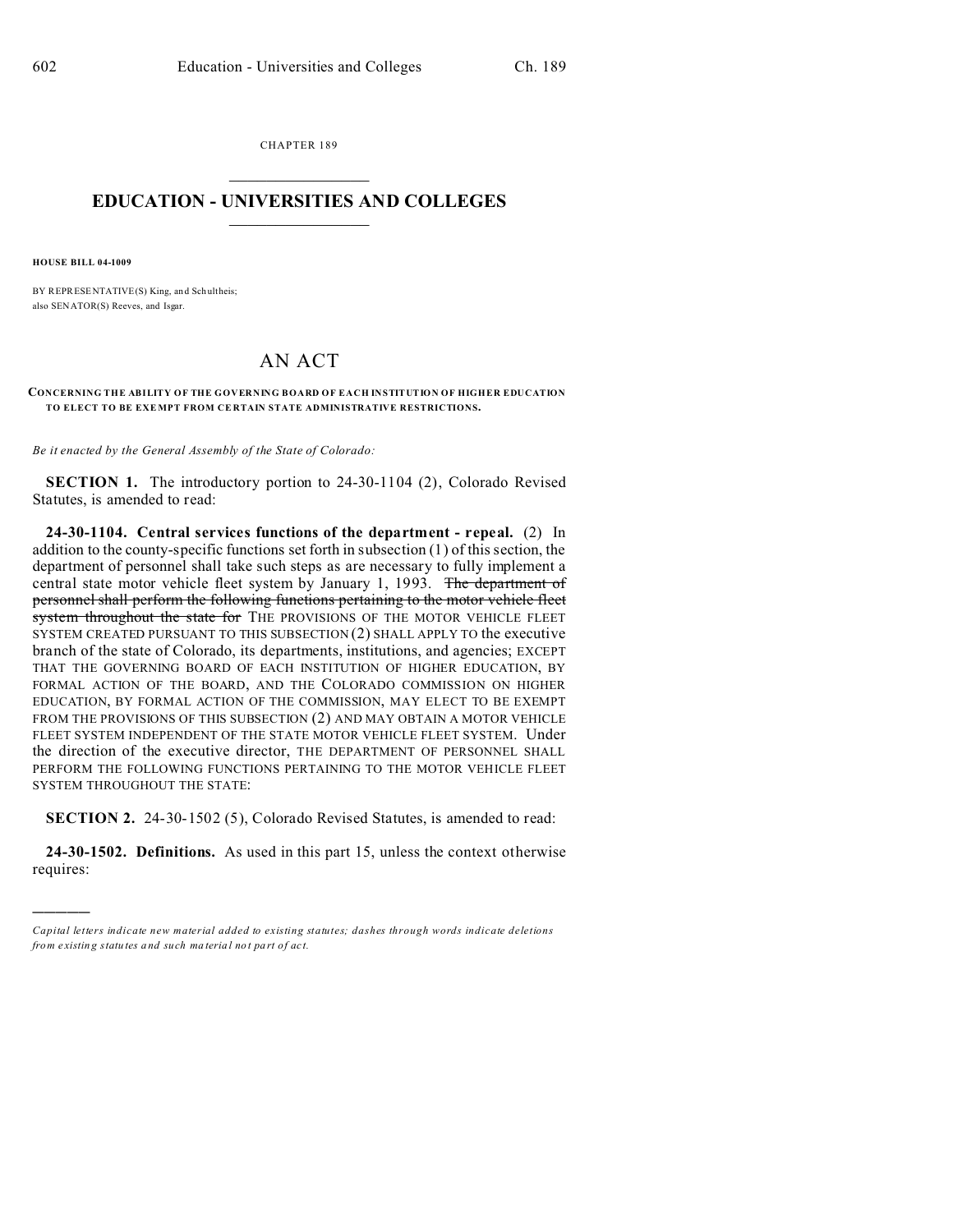CHAPTER 189

# EDUCATION - UNIVERSITIES AND COLLEGES

**HOUSE BILL 04-1009**

BY REPRESENTATIVE(S) King, and Schultheis;
also SENATOR(S) Reeves, and Isgar.

## AN ACT

**CONCERNING THE ABILITY OF THE GOVERNING BOARD OF EACH INSTITUTION OF HIGHER EDUCATION TO ELECT TO BE EXEMPT FROM CERTAIN STATE ADMINISTRATIVE RESTRICTIONS.**

*Be it enacted by the General Assembly of the State of Colorado:*

**SECTION 1.** The introductory portion to 24-30-1104 (2), Colorado Revised Statutes, is amended to read:

**24-30-1104. Central services functions of the department - repeal.** (2) In addition to the county-specific functions set forth in subsection (1) of this section, the department of personnel shall take such steps as are necessary to fully implement a central state motor vehicle fleet system by January 1, 1993. ~~The department of personnel shall perform the following functions pertaining to the motor vehicle fleet system throughout the state for~~ THE PROVISIONS OF THE MOTOR VEHICLE FLEET SYSTEM CREATED PURSUANT TO THIS SUBSECTION (2) SHALL APPLY TO the executive branch of the state of Colorado, its departments, institutions, and agencies; EXCEPT THAT THE GOVERNING BOARD OF EACH INSTITUTION OF HIGHER EDUCATION, BY FORMAL ACTION OF THE BOARD, AND THE COLORADO COMMISSION ON HIGHER EDUCATION, BY FORMAL ACTION OF THE COMMISSION, MAY ELECT TO BE EXEMPT FROM THE PROVISIONS OF THIS SUBSECTION (2) AND MAY OBTAIN A MOTOR VEHICLE FLEET SYSTEM INDEPENDENT OF THE STATE MOTOR VEHICLE FLEET SYSTEM. Under the direction of the executive director, THE DEPARTMENT OF PERSONNEL SHALL PERFORM THE FOLLOWING FUNCTIONS PERTAINING TO THE MOTOR VEHICLE FLEET SYSTEM THROUGHOUT THE STATE:

**SECTION 2.** 24-30-1502 (5), Colorado Revised Statutes, is amended to read:

**24-30-1502. Definitions.** As used in this part 15, unless the context otherwise requires:

---

*Capital letters indicate new material added to existing statutes; dashes through words indicate deletions from existing statutes and such material not part of act.*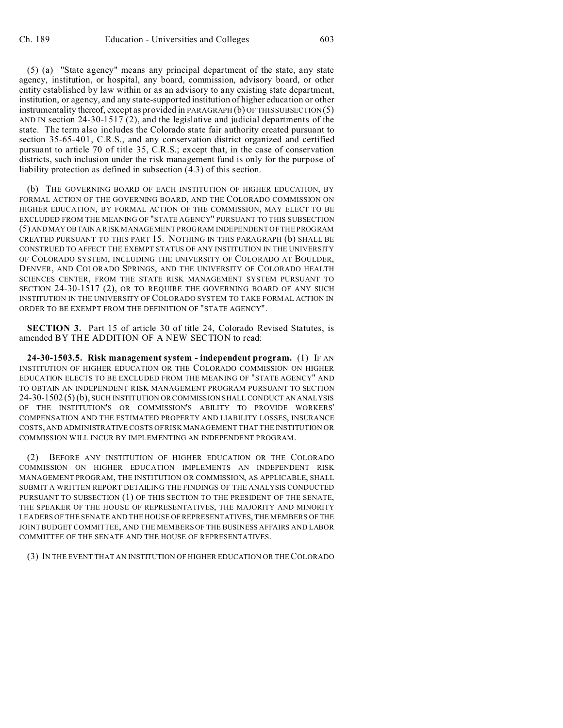(5) (a) "State agency" means any principal department of the state, any state agency, institution, or hospital, any board, commission, advisory board, or other entity established by law within or as an advisory to any existing state department, institution, or agency, and any state-supported institution of higher education or other instrumentality thereof, except as provided in PARAGRAPH (b) OF THIS SUBSECTION (5) AND IN section 24-30-1517 (2), and the legislative and judicial departments of the state. The term also includes the Colorado state fair authority created pursuant to section 35-65-401, C.R.S., and any conservation district organized and certified pursuant to article 70 of title 35, C.R.S.; except that, in the case of conservation districts, such inclusion under the risk management fund is only for the purpose of liability protection as defined in subsection (4.3) of this section.

(b) THE GOVERNING BOARD OF EACH INSTITUTION OF HIGHER EDUCATION, BY FORMAL ACTION OF THE GOVERNING BOARD, AND THE COLORADO COMMISSION ON HIGHER EDUCATION, BY FORMAL ACTION OF THE COMMISSION, MAY ELECT TO BE EXCLUDED FROM THE MEANING OF "STATE AGENCY" PURSUANT TO THIS SUBSECTION (5) AND MAY OBTAIN A RISK MANAGEMENT PROGRAM INDEPENDENT OF THE PROGRAM CREATED PURSUANT TO THIS PART 15. NOTHING IN THIS PARAGRAPH (b) SHALL BE CONSTRUED TO AFFECT THE EXEMPT STATUS OF ANY INSTITUTION IN THE UNIVERSITY OF COLORADO SYSTEM, INCLUDING THE UNIVERSITY OF COLORADO AT BOULDER, DENVER, AND COLORADO SPRINGS, AND THE UNIVERSITY OF COLORADO HEALTH SCIENCES CENTER, FROM THE STATE RISK MANAGEMENT SYSTEM PURSUANT TO SECTION 24-30-1517 (2), OR TO REQUIRE THE GOVERNING BOARD OF ANY SUCH INSTITUTION IN THE UNIVERSITY OF COLORADO SYSTEM TO TAKE FORMAL ACTION IN ORDER TO BE EXEMPT FROM THE DEFINITION OF "STATE AGENCY".

**SECTION 3.** Part 15 of article 30 of title 24, Colorado Revised Statutes, is amended BY THE ADDITION OF A NEW SECTION to read:

**24-30-1503.5. Risk management system - independent program.** (1) IF AN INSTITUTION OF HIGHER EDUCATION OR THE COLORADO COMMISSION ON HIGHER EDUCATION ELECTS TO BE EXCLUDED FROM THE MEANING OF "STATE AGENCY" AND TO OBTAIN AN INDEPENDENT RISK MANAGEMENT PROGRAM PURSUANT TO SECTION 24-30-1502 (5) (b), SUCH INSTITUTION OR COMMISSION SHALL CONDUCT AN ANALYSIS OF THE INSTITUTION'S OR COMMISSION'S ABILITY TO PROVIDE WORKERS' COMPENSATION AND THE ESTIMATED PROPERTY AND LIABILITY LOSSES, INSURANCE COSTS, AND ADMINISTRATIVE COSTS OF RISK MANAGEMENT THAT THE INSTITUTION OR COMMISSION WILL INCUR BY IMPLEMENTING AN INDEPENDENT PROGRAM.

(2) BEFORE ANY INSTITUTION OF HIGHER EDUCATION OR THE COLORADO COMMISSION ON HIGHER EDUCATION IMPLEMENTS AN INDEPENDENT RISK MANAGEMENT PROGRAM, THE INSTITUTION OR COMMISSION, AS APPLICABLE, SHALL SUBMIT A WRITTEN REPORT DETAILING THE FINDINGS OF THE ANALYSIS CONDUCTED PURSUANT TO SUBSECTION (1) OF THIS SECTION TO THE PRESIDENT OF THE SENATE, THE SPEAKER OF THE HOUSE OF REPRESENTATIVES, THE MAJORITY AND MINORITY LEADERS OF THE SENATE AND THE HOUSE OF REPRESENTATIVES, THE MEMBERS OF THE JOINT BUDGET COMMITTEE, AND THE MEMBERS OF THE BUSINESS AFFAIRS AND LABOR COMMITTEE OF THE SENATE AND THE HOUSE OF REPRESENTATIVES.

(3) IN THE EVENT THAT AN INSTITUTION OF HIGHER EDUCATION OR THE COLORADO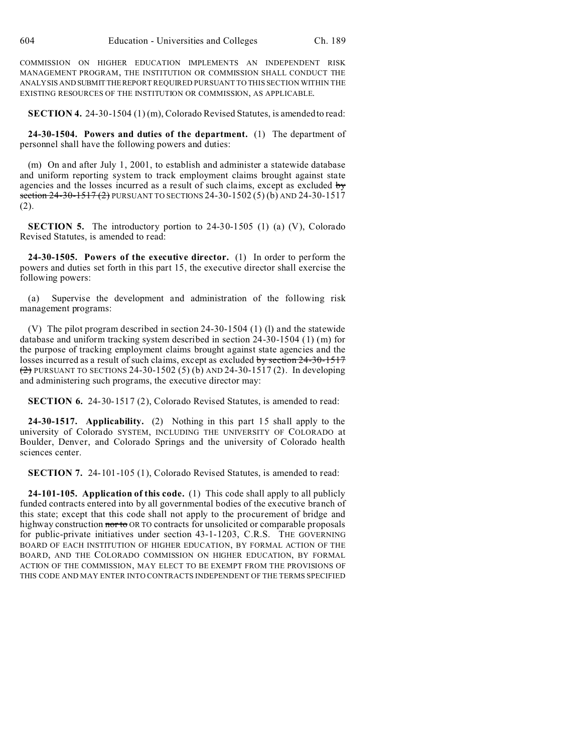COMMISSION ON HIGHER EDUCATION IMPLEMENTS AN INDEPENDENT RISK MANAGEMENT PROGRAM, THE INSTITUTION OR COMMISSION SHALL CONDUCT THE ANALYSIS AND SUBMIT THE REPORT REQUIRED PURSUANT TO THIS SECTION WITHIN THE EXISTING RESOURCES OF THE INSTITUTION OR COMMISSION, AS APPLICABLE.

**SECTION 4.** 24-30-1504 (1) (m), Colorado Revised Statutes, is amended to read:

**24-30-1504. Powers and duties of the department.** (1) The department of personnel shall have the following powers and duties:

(m) On and after July 1, 2001, to establish and administer a statewide database and uniform reporting system to track employment claims brought against state agencies and the losses incurred as a result of such claims, except as excluded ~~by section 24-30-1517 (2)~~ PURSUANT TO SECTIONS 24-30-1502 (5) (b) AND 24-30-1517 (2).

**SECTION 5.** The introductory portion to 24-30-1505 (1) (a) (V), Colorado Revised Statutes, is amended to read:

**24-30-1505. Powers of the executive director.** (1) In order to perform the powers and duties set forth in this part 15, the executive director shall exercise the following powers:

(a) Supervise the development and administration of the following risk management programs:

(V) The pilot program described in section 24-30-1504 (1) (l) and the statewide database and uniform tracking system described in section 24-30-1504 (1) (m) for the purpose of tracking employment claims brought against state agencies and the losses incurred as a result of such claims, except as excluded ~~by section 24-30-1517 (2)~~ PURSUANT TO SECTIONS 24-30-1502 (5) (b) AND 24-30-1517 (2). In developing and administering such programs, the executive director may:

**SECTION 6.** 24-30-1517 (2), Colorado Revised Statutes, is amended to read:

**24-30-1517. Applicability.** (2) Nothing in this part 15 shall apply to the university of Colorado SYSTEM, INCLUDING THE UNIVERSITY OF COLORADO at Boulder, Denver, and Colorado Springs and the university of Colorado health sciences center.

**SECTION 7.** 24-101-105 (1), Colorado Revised Statutes, is amended to read:

**24-101-105. Application of this code.** (1) This code shall apply to all publicly funded contracts entered into by all governmental bodies of the executive branch of this state; except that this code shall not apply to the procurement of bridge and highway construction ~~nor to~~ OR TO contracts for unsolicited or comparable proposals for public-private initiatives under section 43-1-1203, C.R.S. THE GOVERNING BOARD OF EACH INSTITUTION OF HIGHER EDUCATION, BY FORMAL ACTION OF THE BOARD, AND THE COLORADO COMMISSION ON HIGHER EDUCATION, BY FORMAL ACTION OF THE COMMISSION, MAY ELECT TO BE EXEMPT FROM THE PROVISIONS OF THIS CODE AND MAY ENTER INTO CONTRACTS INDEPENDENT OF THE TERMS SPECIFIED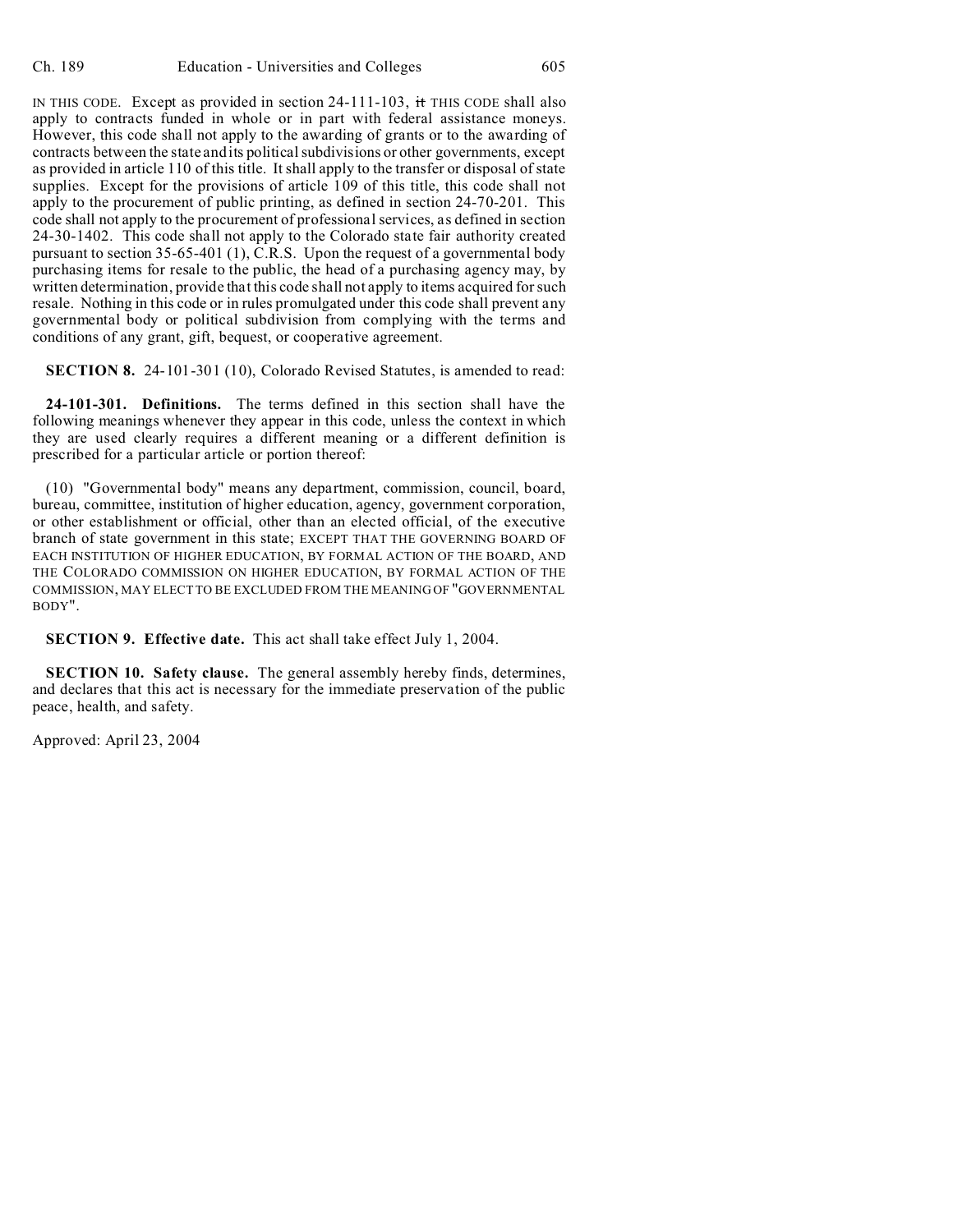IN THIS CODE. Except as provided in section 24-111-103, ~~it~~ THIS CODE shall also apply to contracts funded in whole or in part with federal assistance moneys. However, this code shall not apply to the awarding of grants or to the awarding of contracts between the state and its political subdivisions or other governments, except as provided in article 110 of this title. It shall apply to the transfer or disposal of state supplies. Except for the provisions of article 109 of this title, this code shall not apply to the procurement of public printing, as defined in section 24-70-201. This code shall not apply to the procurement of professional services, as defined in section 24-30-1402. This code shall not apply to the Colorado state fair authority created pursuant to section 35-65-401 (1), C.R.S. Upon the request of a governmental body purchasing items for resale to the public, the head of a purchasing agency may, by written determination, provide that this code shall not apply to items acquired for such resale. Nothing in this code or in rules promulgated under this code shall prevent any governmental body or political subdivision from complying with the terms and conditions of any grant, gift, bequest, or cooperative agreement.

**SECTION 8.** 24-101-301 (10), Colorado Revised Statutes, is amended to read:

**24-101-301. Definitions.** The terms defined in this section shall have the following meanings whenever they appear in this code, unless the context in which they are used clearly requires a different meaning or a different definition is prescribed for a particular article or portion thereof:

(10) "Governmental body" means any department, commission, council, board, bureau, committee, institution of higher education, agency, government corporation, or other establishment or official, other than an elected official, of the executive branch of state government in this state; EXCEPT THAT THE GOVERNING BOARD OF EACH INSTITUTION OF HIGHER EDUCATION, BY FORMAL ACTION OF THE BOARD, AND THE COLORADO COMMISSION ON HIGHER EDUCATION, BY FORMAL ACTION OF THE COMMISSION, MAY ELECT TO BE EXCLUDED FROM THE MEANING OF "GOVERNMENTAL BODY".

**SECTION 9. Effective date.** This act shall take effect July 1, 2004.

**SECTION 10. Safety clause.** The general assembly hereby finds, determines, and declares that this act is necessary for the immediate preservation of the public peace, health, and safety.

Approved: April 23, 2004